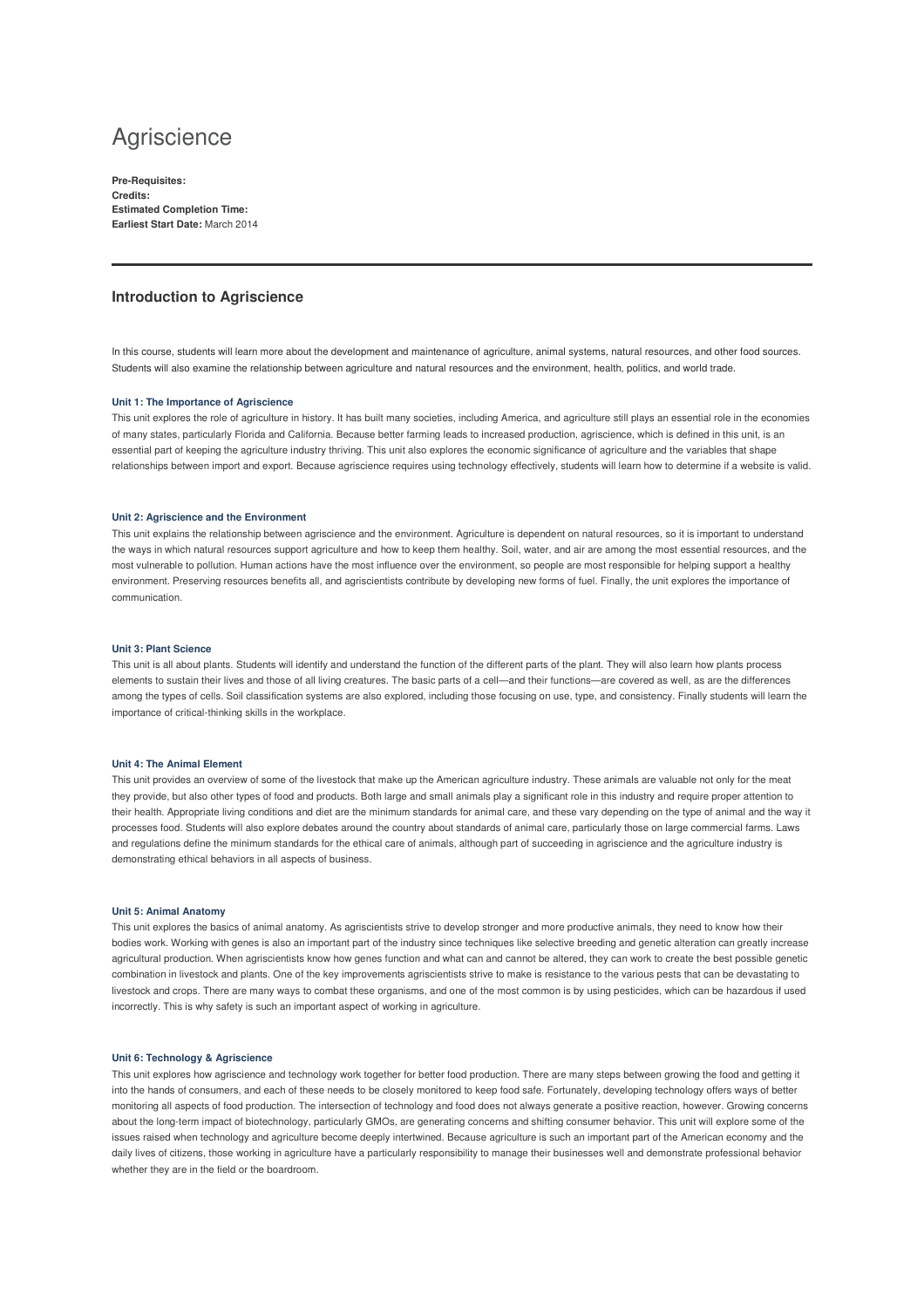# Agriscience

**Pre-Requisites:**
**Credits:**
**Estimated Completion Time:**
**Earliest Start Date:** March 2014

---

## Introduction to Agriscience

In this course, students will learn more about the development and maintenance of agriculture, animal systems, natural resources, and other food sources. Students will also examine the relationship between agriculture and natural resources and the environment, health, politics, and world trade.

#### Unit 1: The Importance of Agriscience

This unit explores the role of agriculture in history. It has built many societies, including America, and agriculture still plays an essential role in the economies of many states, particularly Florida and California. Because better farming leads to increased production, agriscience, which is defined in this unit, is an essential part of keeping the agriculture industry thriving. This unit also explores the economic significance of agriculture and the variables that shape relationships between import and export. Because agriscience requires using technology effectively, students will learn how to determine if a website is valid.

#### Unit 2: Agriscience and the Environment

This unit explains the relationship between agriscience and the environment. Agriculture is dependent on natural resources, so it is important to understand the ways in which natural resources support agriculture and how to keep them healthy. Soil, water, and air are among the most essential resources, and the most vulnerable to pollution. Human actions have the most influence over the environment, so people are most responsible for helping support a healthy environment. Preserving resources benefits all, and agriscientists contribute by developing new forms of fuel. Finally, the unit explores the importance of communication.

#### Unit 3: Plant Science

This unit is all about plants. Students will identify and understand the function of the different parts of the plant. They will also learn how plants process elements to sustain their lives and those of all living creatures. The basic parts of a cell—and their functions—are covered as well, as are the differences among the types of cells. Soil classification systems are also explored, including those focusing on use, type, and consistency. Finally students will learn the importance of critical-thinking skills in the workplace.

#### Unit 4: The Animal Element

This unit provides an overview of some of the livestock that make up the American agriculture industry. These animals are valuable not only for the meat they provide, but also other types of food and products. Both large and small animals play a significant role in this industry and require proper attention to their health. Appropriate living conditions and diet are the minimum standards for animal care, and these vary depending on the type of animal and the way it processes food. Students will also explore debates around the country about standards of animal care, particularly those on large commercial farms. Laws and regulations define the minimum standards for the ethical care of animals, although part of succeeding in agriscience and the agriculture industry is demonstrating ethical behaviors in all aspects of business.

#### Unit 5: Animal Anatomy

This unit explores the basics of animal anatomy. As agriscientists strive to develop stronger and more productive animals, they need to know how their bodies work. Working with genes is also an important part of the industry since techniques like selective breeding and genetic alteration can greatly increase agricultural production. When agriscientists know how genes function and what can and cannot be altered, they can work to create the best possible genetic combination in livestock and plants. One of the key improvements agriscientists strive to make is resistance to the various pests that can be devastating to livestock and crops. There are many ways to combat these organisms, and one of the most common is by using pesticides, which can be hazardous if used incorrectly. This is why safety is such an important aspect of working in agriculture.

#### Unit 6: Technology & Agriscience

This unit explores how agriscience and technology work together for better food production. There are many steps between growing the food and getting it into the hands of consumers, and each of these needs to be closely monitored to keep food safe. Fortunately, developing technology offers ways of better monitoring all aspects of food production. The intersection of technology and food does not always generate a positive reaction, however. Growing concerns about the long-term impact of biotechnology, particularly GMOs, are generating concerns and shifting consumer behavior. This unit will explore some of the issues raised when technology and agriculture become deeply intertwined. Because agriculture is such an important part of the American economy and the daily lives of citizens, those working in agriculture have a particularly responsibility to manage their businesses well and demonstrate professional behavior whether they are in the field or the boardroom.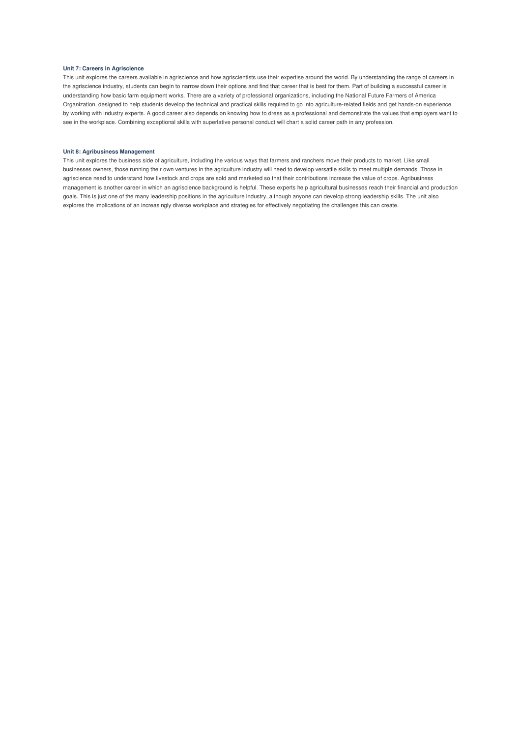### Unit 7: Careers in Agriscience

This unit explores the careers available in agriscience and how agriscientists use their expertise around the world. By understanding the range of careers in the agriscience industry, students can begin to narrow down their options and find that career that is best for them. Part of building a successful career is understanding how basic farm equipment works. There are a variety of professional organizations, including the National Future Farmers of America Organization, designed to help students develop the technical and practical skills required to go into agriculture-related fields and get hands-on experience by working with industry experts. A good career also depends on knowing how to dress as a professional and demonstrate the values that employers want to see in the workplace. Combining exceptional skills with superlative personal conduct will chart a solid career path in any profession.

### Unit 8: Agribusiness Management

This unit explores the business side of agriculture, including the various ways that farmers and ranchers move their products to market. Like small businesses owners, those running their own ventures in the agriculture industry will need to develop versatile skills to meet multiple demands. Those in agriscience need to understand how livestock and crops are sold and marketed so that their contributions increase the value of crops. Agribusiness management is another career in which an agriscience background is helpful. These experts help agricultural businesses reach their financial and production goals. This is just one of the many leadership positions in the agriculture industry, although anyone can develop strong leadership skills. The unit also explores the implications of an increasingly diverse workplace and strategies for effectively negotiating the challenges this can create.